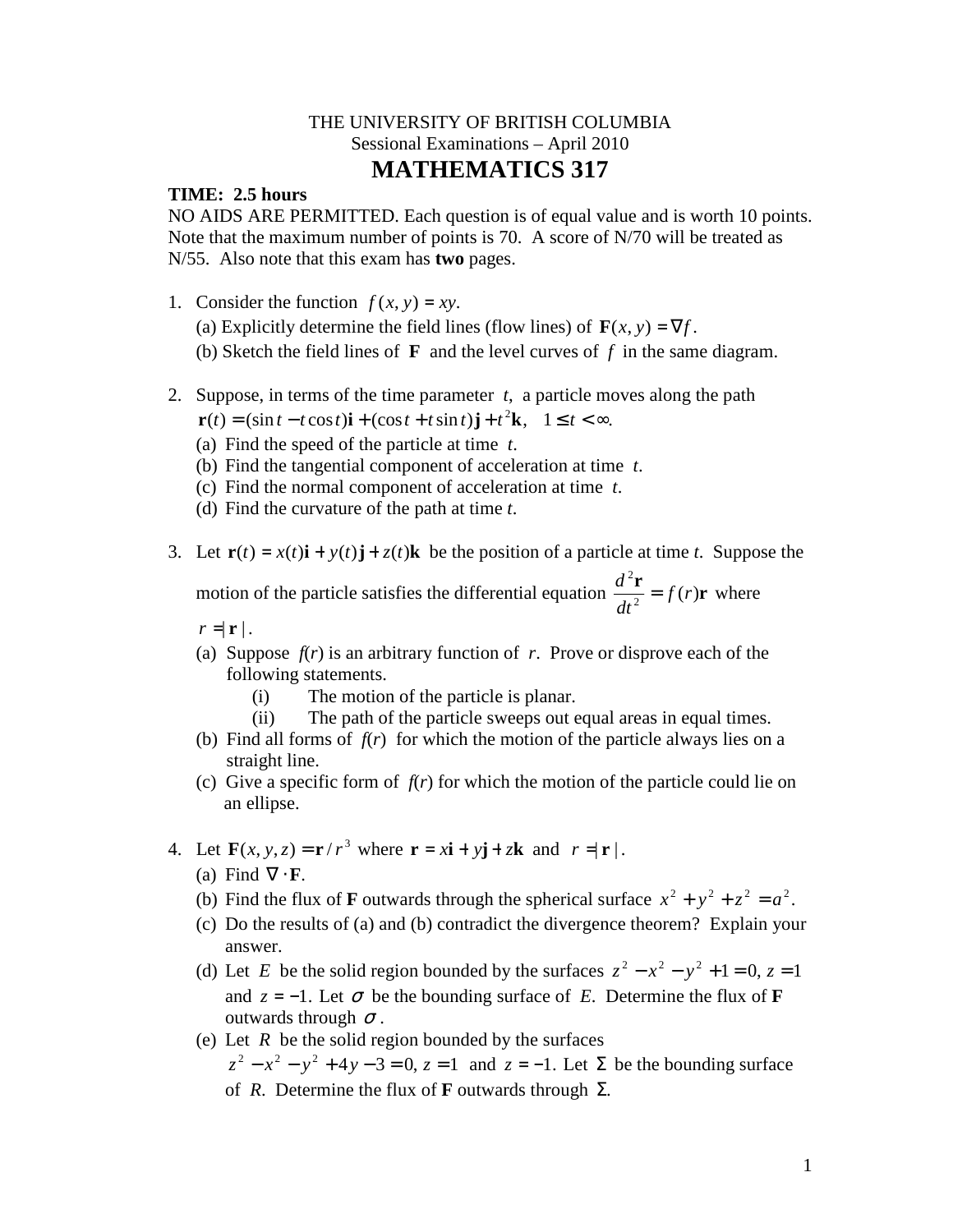THE UNIVERSITY OF BRITISH COLUMBIA

Sessional Examinations – April 2010

# MATHEMATICS 317

**TIME: 2.5 hours**

NO AIDS ARE PERMITTED. Each question is of equal value and is worth 10 points. Note that the maximum number of points is 70. A score of N/70 will be treated as N/55. Also note that this exam has **two** pages.

1. Consider the function $f(x, y) = xy$.

   (a) Explicitly determine the field lines (flow lines) of $\mathbf{F}(x, y) = \nabla f$.

   (b) Sketch the field lines of $\mathbf{F}$ and the level curves of $f$ in the same diagram.

2. Suppose, in terms of the time parameter $t$, a particle moves along the path $\mathbf{r}(t) = (\sin t - t\cos t)\mathbf{i} + (\cos t + t\sin t)\mathbf{j} + t^2\mathbf{k}, \quad 1 \le t < \infty.$

   (a) Find the speed of the particle at time $t$.

   (b) Find the tangential component of acceleration at time $t$.

   (c) Find the normal component of acceleration at time $t$.

   (d) Find the curvature of the path at time $t$.

3. Let $\mathbf{r}(t) = x(t)\mathbf{i} + y(t)\mathbf{j} + z(t)\mathbf{k}$ be the position of a particle at time $t$. Suppose the motion of the particle satisfies the differential equation $\dfrac{d^2\mathbf{r}}{dt^2} = f(r)\mathbf{r}$ where $r = |\mathbf{r}|$.

   (a) Suppose $f(r)$ is an arbitrary function of $r$. Prove or disprove each of the following statements.

      (i) The motion of the particle is planar.

      (ii) The path of the particle sweeps out equal areas in equal times.

   (b) Find all forms of $f(r)$ for which the motion of the particle always lies on a straight line.

   (c) Give a specific form of $f(r)$ for which the motion of the particle could lie on an ellipse.

4. Let $\mathbf{F}(x, y, z) = \mathbf{r}/r^3$ where $\mathbf{r} = x\mathbf{i} + y\mathbf{j} + z\mathbf{k}$ and $r = |\mathbf{r}|$.

   (a) Find $\nabla \cdot \mathbf{F}$.

   (b) Find the flux of $\mathbf{F}$ outwards through the spherical surface $x^2 + y^2 + z^2 = a^2$.

   (c) Do the results of (a) and (b) contradict the divergence theorem? Explain your answer.

   (d) Let $E$ be the solid region bounded by the surfaces $z^2 - x^2 - y^2 + 1 = 0$, $z = 1$ and $z = -1$. Let $\sigma$ be the bounding surface of $E$. Determine the flux of $\mathbf{F}$ outwards through $\sigma$.

   (e) Let $R$ be the solid region bounded by the surfaces $z^2 - x^2 - y^2 + 4y - 3 = 0$, $z = 1$ and $z = -1$. Let $\Sigma$ be the bounding surface of $R$. Determine the flux of $\mathbf{F}$ outwards through $\Sigma$.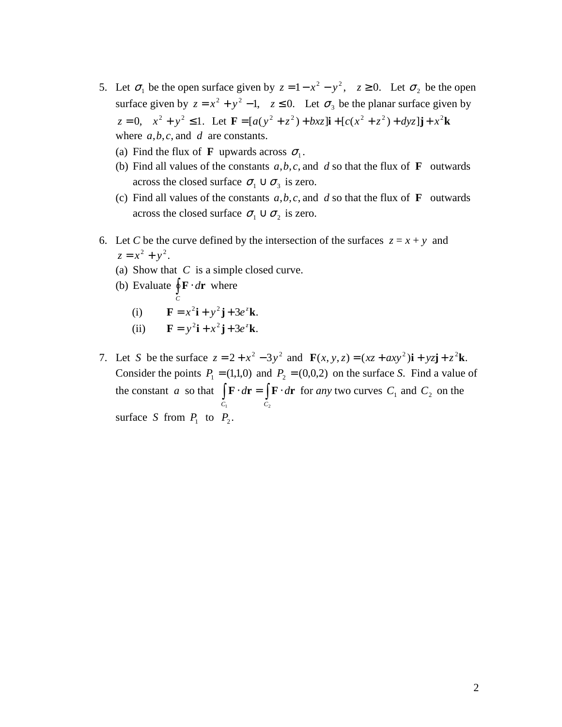5. Let $\sigma_1$ be the open surface given by $z = 1 - x^2 - y^2, \quad z \geq 0$. Let $\sigma_2$ be the open surface given by $z = x^2 + y^2 - 1, \quad z \leq 0$. Let $\sigma_3$ be the planar surface given by $z = 0, \quad x^2 + y^2 \leq 1$. Let $\mathbf{F} = [a(y^2 + z^2) + bxz]\mathbf{i} + [c(x^2 + z^2) + dyz]\mathbf{j} + x^2\mathbf{k}$ where $a, b, c,$ and $d$ are constants.
   (a) Find the flux of $\mathbf{F}$ upwards across $\sigma_1$.
   (b) Find all values of the constants $a, b, c,$ and $d$ so that the flux of $\mathbf{F}$ outwards across the closed surface $\sigma_1 \cup \sigma_3$ is zero.
   (c) Find all values of the constants $a, b, c,$ and $d$ so that the flux of $\mathbf{F}$ outwards across the closed surface $\sigma_1 \cup \sigma_2$ is zero.

6. Let $C$ be the curve defined by the intersection of the surfaces $z = x + y$ and $z = x^2 + y^2$.
   (a) Show that $C$ is a simple closed curve.
   (b) Evaluate $\oint_C \mathbf{F} \cdot d\mathbf{r}$ where
      (i) $\mathbf{F} = x^2\mathbf{i} + y^2\mathbf{j} + 3e^z\mathbf{k}$.
      (ii) $\mathbf{F} = y^2\mathbf{i} + x^2\mathbf{j} + 3e^z\mathbf{k}$.

7. Let $S$ be the surface $z = 2 + x^2 - 3y^2$ and $\mathbf{F}(x, y, z) = (xz + axy^2)\mathbf{i} + yz\mathbf{j} + z^2\mathbf{k}$. Consider the points $P_1 = (1,1,0)$ and $P_2 = (0,0,2)$ on the surface $S$. Find a value of the constant $a$ so that $\int_{C_1} \mathbf{F} \cdot d\mathbf{r} = \int_{C_2} \mathbf{F} \cdot d\mathbf{r}$ for *any* two curves $C_1$ and $C_2$ on the surface $S$ from $P_1$ to $P_2$.